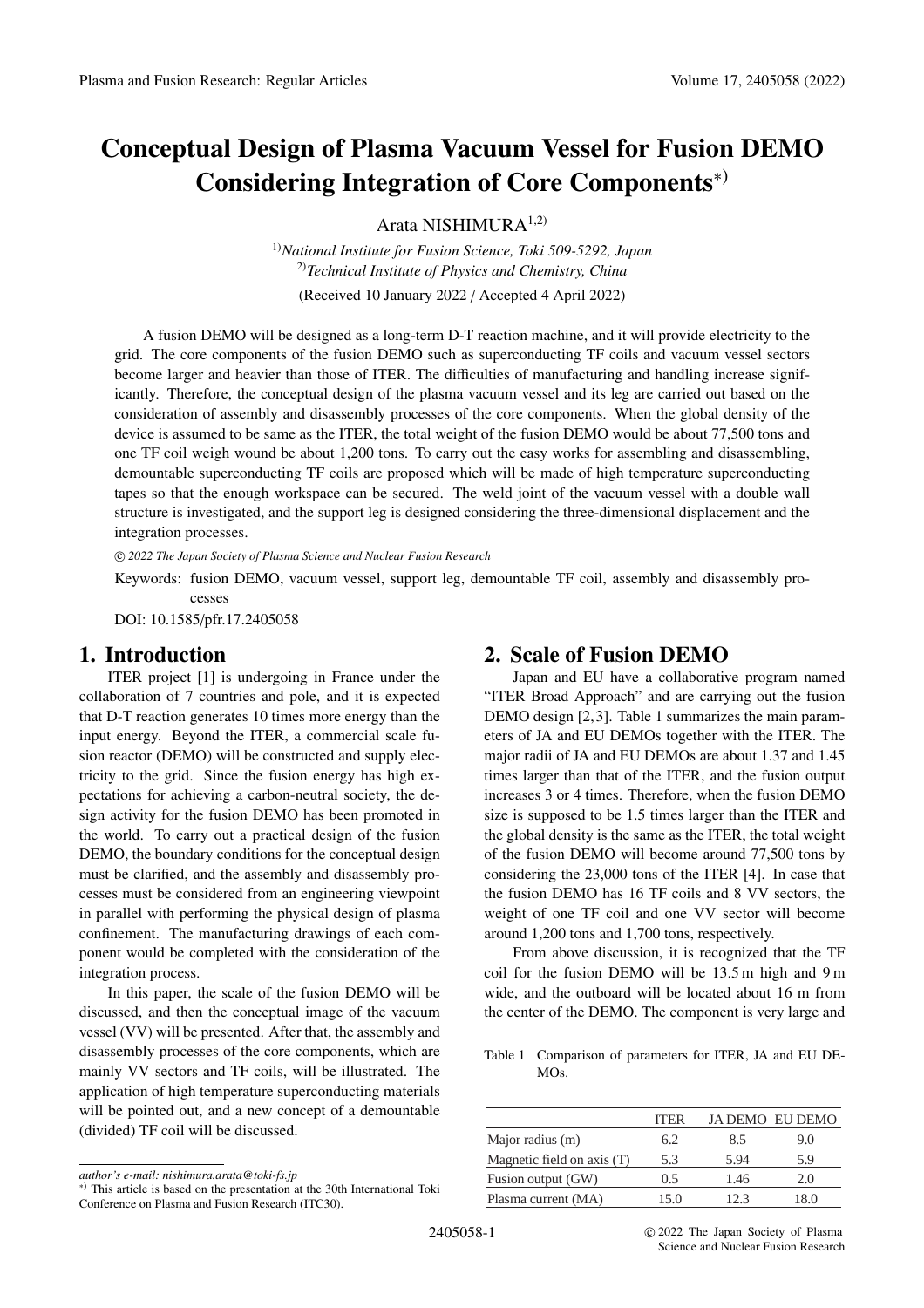# Conceptual Design of Plasma Vacuum Vessel for Fusion DEMO Considering Integration of Core Components[*)]

Arata NISHIMURA[1,2)]

[1)]*National Institute for Fusion Science, Toki 509-5292, Japan*
[2)]*Technical Institute of Physics and Chemistry, China*

(Received 10 January 2022 / Accepted 4 April 2022)

A fusion DEMO will be designed as a long-term D-T reaction machine, and it will provide electricity to the grid. The core components of the fusion DEMO such as superconducting TF coils and vacuum vessel sectors become larger and heavier than those of ITER. The difficulties of manufacturing and handling increase significantly. Therefore, the conceptual design of the plasma vacuum vessel and its leg are carried out based on the consideration of assembly and disassembly processes of the core components. When the global density of the device is assumed to be same as the ITER, the total weight of the fusion DEMO would be about 77,500 tons and one TF coil weigh wound be about 1,200 tons. To carry out the easy works for assembling and disassembling, demountable superconducting TF coils are proposed which will be made of high temperature superconducting tapes so that the enough workspace can be secured. The weld joint of the vacuum vessel with a double wall structure is investigated, and the support leg is designed considering the three-dimensional displacement and the integration processes.

© 2022 The Japan Society of Plasma Science and Nuclear Fusion Research

Keywords: fusion DEMO, vacuum vessel, support leg, demountable TF coil, assembly and disassembly processes

DOI: 10.1585/pfr.17.2405058

## 1. Introduction

ITER project [1] is undergoing in France under the collaboration of 7 countries and pole, and it is expected that D-T reaction generates 10 times more energy than the input energy. Beyond the ITER, a commercial scale fusion reactor (DEMO) will be constructed and supply electricity to the grid. Since the fusion energy has high expectations for achieving a carbon-neutral society, the design activity for the fusion DEMO has been promoted in the world. To carry out a practical design of the fusion DEMO, the boundary conditions for the conceptual design must be clarified, and the assembly and disassembly processes must be considered from an engineering viewpoint in parallel with performing the physical design of plasma confinement. The manufacturing drawings of each component would be completed with the consideration of the integration process.

In this paper, the scale of the fusion DEMO will be discussed, and then the conceptual image of the vacuum vessel (VV) will be presented. After that, the assembly and disassembly processes of the core components, which are mainly VV sectors and TF coils, will be illustrated. The application of high temperature superconducting materials will be pointed out, and a new concept of a demountable (divided) TF coil will be discussed.

## 2. Scale of Fusion DEMO

Japan and EU have a collaborative program named "ITER Broad Approach" and are carrying out the fusion DEMO design [2,3]. Table 1 summarizes the main parameters of JA and EU DEMOs together with the ITER. The major radii of JA and EU DEMOs are about 1.37 and 1.45 times larger than that of the ITER, and the fusion output increases 3 or 4 times. Therefore, when the fusion DEMO size is supposed to be 1.5 times larger than the ITER and the global density is the same as the ITER, the total weight of the fusion DEMO will become around 77,500 tons by considering the 23,000 tons of the ITER [4]. In case that the fusion DEMO has 16 TF coils and 8 VV sectors, the weight of one TF coil and one VV sector will become around 1,200 tons and 1,700 tons, respectively.

From above discussion, it is recognized that the TF coil for the fusion DEMO will be 13.5 m high and 9 m wide, and the outboard will be located about 16 m from the center of the DEMO. The component is very large and

Table 1 Comparison of parameters for ITER, JA and EU DEMOs.

| | ITER | JA DEMO | EU DEMO |
|---|---|---|---|
| Major radius (m) | 6.2 | 8.5 | 9.0 |
| Magnetic field on axis (T) | 5.3 | 5.94 | 5.9 |
| Fusion output (GW) | 0.5 | 1.46 | 2.0 |
| Plasma current (MA) | 15.0 | 12.3 | 18.0 |

*author's e-mail: nishimura.arata@toki-fs.jp*

[*)] This article is based on the presentation at the 30th International Toki Conference on Plasma and Fusion Research (ITC30).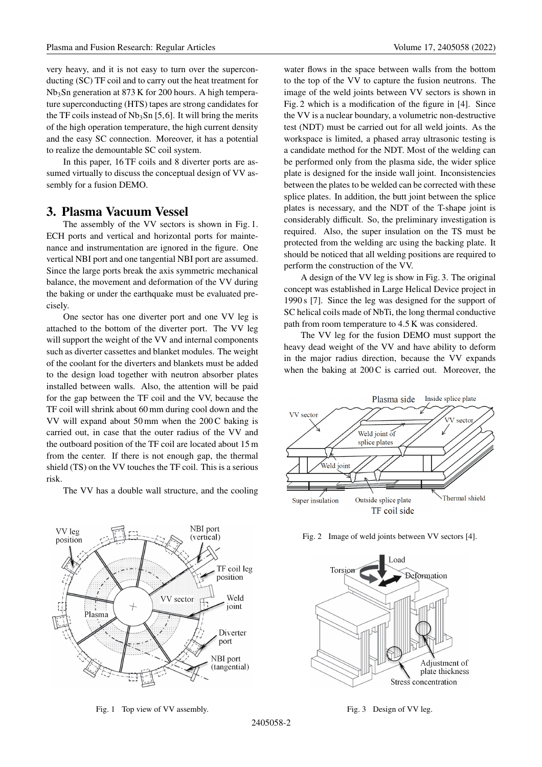very heavy, and it is not easy to turn over the superconducting (SC) TF coil and to carry out the heat treatment for $Nb_3Sn$ generation at 873 K for 200 hours. A high temperature superconducting (HTS) tapes are strong candidates for the TF coils instead of $Nb_3Sn$ [5,6]. It will bring the merits of the high operation temperature, the high current density and the easy SC connection. Moreover, it has a potential to realize the demountable SC coil system.

In this paper, 16 TF coils and 8 diverter ports are assumed virtually to discuss the conceptual design of VV assembly for a fusion DEMO.

## 3. Plasma Vacuum Vessel

The assembly of the VV sectors is shown in Fig. 1. ECH ports and vertical and horizontal ports for maintenance and instrumentation are ignored in the figure. One vertical NBI port and one tangential NBI port are assumed. Since the large ports break the axis symmetric mechanical balance, the movement and deformation of the VV during the baking or under the earthquake must be evaluated precisely.

One sector has one diverter port and one VV leg is attached to the bottom of the diverter port. The VV leg will support the weight of the VV and internal components such as diverter cassettes and blanket modules. The weight of the coolant for the diverters and blankets must be added to the design load together with neutron absorber plates installed between walls. Also, the attention will be paid for the gap between the TF coil and the VV, because the TF coil will shrink about 60 mm during cool down and the VV will expand about 50 mm when the 200 C baking is carried out, in case that the outer radius of the VV and the outboard position of the TF coil are located about 15 m from the center. If there is not enough gap, the thermal shield (TS) on the VV touches the TF coil. This is a serious risk.

The VV has a double wall structure, and the cooling water flows in the space between walls from the bottom to the top of the VV to capture the fusion neutrons. The image of the weld joints between VV sectors is shown in Fig. 2 which is a modification of the figure in [4]. Since the VV is a nuclear boundary, a volumetric non-destructive test (NDT) must be carried out for all weld joints. As the workspace is limited, a phased array ultrasonic testing is a candidate method for the NDT. Most of the welding can be performed only from the plasma side, the wider splice plate is designed for the inside wall joint. Inconsistencies between the plates to be welded can be corrected with these splice plates. In addition, the butt joint between the splice plates is necessary, and the NDT of the T-shape joint is considerably difficult. So, the preliminary investigation is required. Also, the super insulation on the TS must be protected from the welding arc using the backing plate. It should be noticed that all welding positions are required to perform the construction of the VV.

A design of the VV leg is show in Fig. 3. The original concept was established in Large Helical Device project in 1990 s [7]. Since the leg was designed for the support of SC helical coils made of NbTi, the long thermal conductive path from room temperature to 4.5 K was considered.

The VV leg for the fusion DEMO must support the heavy dead weight of the VV and have ability to deform in the major radius direction, because the VV expands when the baking at 200 C is carried out. Moreover, the

Fig. 1 Top view of VV assembly.

Fig. 2 Image of weld joints between VV sectors [4].

Fig. 3 Design of VV leg.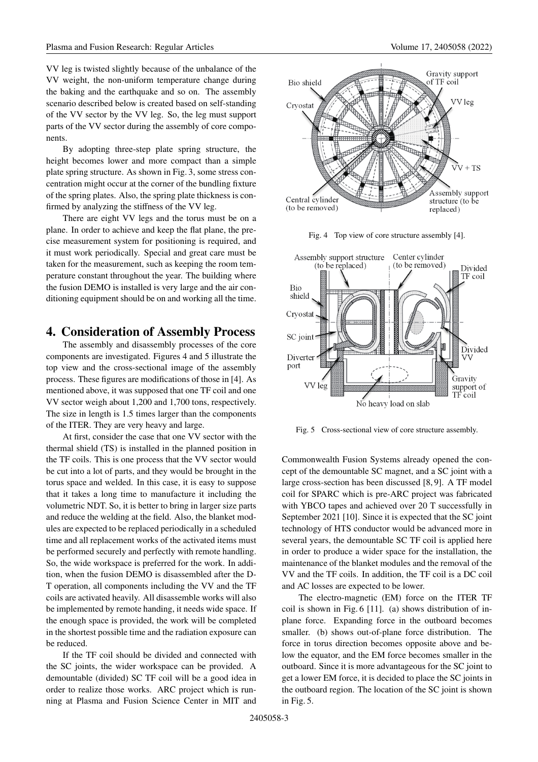VV leg is twisted slightly because of the unbalance of the VV weight, the non-uniform temperature change during the baking and the earthquake and so on. The assembly scenario described below is created based on self-standing of the VV sector by the VV leg. So, the leg must support parts of the VV sector during the assembly of core components.

By adopting three-step plate spring structure, the height becomes lower and more compact than a simple plate spring structure. As shown in Fig. 3, some stress concentration might occur at the corner of the bundling fixture of the spring plates. Also, the spring plate thickness is confirmed by analyzing the stiffness of the VV leg.

There are eight VV legs and the torus must be on a plane. In order to achieve and keep the flat plane, the precise measurement system for positioning is required, and it must work periodically. Special and great care must be taken for the measurement, such as keeping the room temperature constant throughout the year. The building where the fusion DEMO is installed is very large and the air conditioning equipment should be on and working all the time.

## 4. Consideration of Assembly Process

The assembly and disassembly processes of the core components are investigated. Figures 4 and 5 illustrate the top view and the cross-sectional image of the assembly process. These figures are modifications of those in [4]. As mentioned above, it was supposed that one TF coil and one VV sector weigh about 1,200 and 1,700 tons, respectively. The size in length is 1.5 times larger than the components of the ITER. They are very heavy and large.

At first, consider the case that one VV sector with the thermal shield (TS) is installed in the planned position in the TF coils. This is one process that the VV sector would be cut into a lot of parts, and they would be brought in the torus space and welded. In this case, it is easy to suppose that it takes a long time to manufacture it including the volumetric NDT. So, it is better to bring in larger size parts and reduce the welding at the field. Also, the blanket modules are expected to be replaced periodically in a scheduled time and all replacement works of the activated items must be performed securely and perfectly with remote handling. So, the wide workspace is preferred for the work. In addition, when the fusion DEMO is disassembled after the D-T operation, all components including the VV and the TF coils are activated heavily. All disassemble works will also be implemented by remote handing, it needs wide space. If the enough space is provided, the work will be completed in the shortest possible time and the radiation exposure can be reduced.

If the TF coil should be divided and connected with the SC joints, the wider workspace can be provided. A demountable (divided) SC TF coil will be a good idea in order to realize those works. ARC project which is running at Plasma and Fusion Science Center in MIT and Commonwealth Fusion Systems already opened the concept of the demountable SC magnet, and a SC joint with a large cross-section has been discussed [8, 9]. A TF model coil for SPARC which is pre-ARC project was fabricated with YBCO tapes and achieved over 20 T successfully in September 2021 [10]. Since it is expected that the SC joint technology of HTS conductor would be advanced more in several years, the demountable SC TF coil is applied here in order to produce a wider space for the installation, the maintenance of the blanket modules and the removal of the VV and the TF coils. In addition, the TF coil is a DC coil and AC losses are expected to be lower.

Fig. 4 Top view of core structure assembly [4].

Fig. 5 Cross-sectional view of core structure assembly.

The electro-magnetic (EM) force on the ITER TF coil is shown in Fig. 6 [11]. (a) shows distribution of in-plane force. Expanding force in the outboard becomes smaller. (b) shows out-of-plane force distribution. The force in torus direction becomes opposite above and below the equator, and the EM force becomes smaller in the outboard. Since it is more advantageous for the SC joint to get a lower EM force, it is decided to place the SC joints in the outboard region. The location of the SC joint is shown in Fig. 5.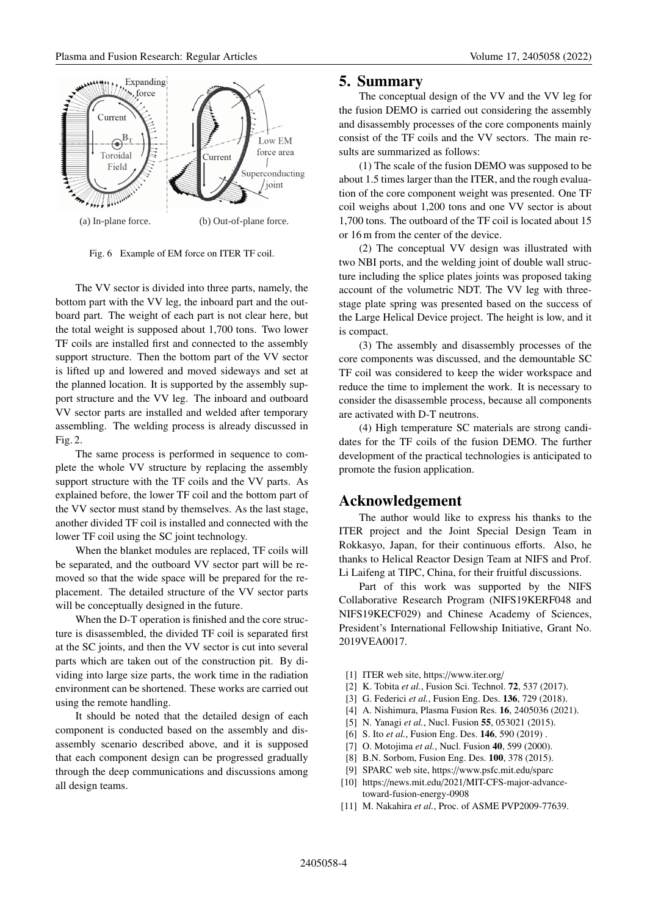Expanding force

Current

$B_T$

Toroidal Field

Current

Low EM force area

Superconducting joint

(a) In-plane force.

(b) Out-of-plane force.

Fig. 6 Example of EM force on ITER TF coil.

The VV sector is divided into three parts, namely, the bottom part with the VV leg, the inboard part and the outboard part. The weight of each part is not clear here, but the total weight is supposed about 1,700 tons. Two lower TF coils are installed first and connected to the assembly support structure. Then the bottom part of the VV sector is lifted up and lowered and moved sideways and set at the planned location. It is supported by the assembly support structure and the VV leg. The inboard and outboard VV sector parts are installed and welded after temporary assembling. The welding process is already discussed in Fig. 2.

The same process is performed in sequence to complete the whole VV structure by replacing the assembly support structure with the TF coils and the VV parts. As explained before, the lower TF coil and the bottom part of the VV sector must stand by themselves. As the last stage, another divided TF coil is installed and connected with the lower TF coil using the SC joint technology.

When the blanket modules are replaced, TF coils will be separated, and the outboard VV sector part will be removed so that the wide space will be prepared for the replacement. The detailed structure of the VV sector parts will be conceptually designed in the future.

When the D-T operation is finished and the core structure is disassembled, the divided TF coil is separated first at the SC joints, and then the VV sector is cut into several parts which are taken out of the construction pit. By dividing into large size parts, the work time in the radiation environment can be shortened. These works are carried out using the remote handling.

It should be noted that the detailed design of each component is conducted based on the assembly and disassembly scenario described above, and it is supposed that each component design can be progressed gradually through the deep communications and discussions among all design teams.

## 5. Summary

The conceptual design of the VV and the VV leg for the fusion DEMO is carried out considering the assembly and disassembly processes of the core components mainly consist of the TF coils and the VV sectors. The main results are summarized as follows:

(1) The scale of the fusion DEMO was supposed to be about 1.5 times larger than the ITER, and the rough evaluation of the core component weight was presented. One TF coil weighs about 1,200 tons and one VV sector is about 1,700 tons. The outboard of the TF coil is located about 15 or 16 m from the center of the device.

(2) The conceptual VV design was illustrated with two NBI ports, and the welding joint of double wall structure including the splice plates joints was proposed taking account of the volumetric NDT. The VV leg with three-stage plate spring was presented based on the success of the Large Helical Device project. The height is low, and it is compact.

(3) The assembly and disassembly processes of the core components was discussed, and the demountable SC TF coil was considered to keep the wider workspace and reduce the time to implement the work. It is necessary to consider the disassemble process, because all components are activated with D-T neutrons.

(4) High temperature SC materials are strong candidates for the TF coils of the fusion DEMO. The further development of the practical technologies is anticipated to promote the fusion application.

## Acknowledgement

The author would like to express his thanks to the ITER project and the Joint Special Design Team in Rokkasyo, Japan, for their continuous efforts. Also, he thanks to Helical Reactor Design Team at NIFS and Prof. Li Laifeng at TIPC, China, for their fruitful discussions.

Part of this work was supported by the NIFS Collaborative Research Program (NIFS19KERF048 and NIFS19KECF029) and Chinese Academy of Sciences, President's International Fellowship Initiative, Grant No. 2019VEA0017.

[1] ITER web site, https://www.iter.org/
[2] K. Tobita *et al.*, Fusion Sci. Technol. **72**, 537 (2017).
[3] G. Federici *et al.*, Fusion Eng. Des. **136**, 729 (2018).
[4] A. Nishimura, Plasma Fusion Res. **16**, 2405036 (2021).
[5] N. Yanagi *et al.*, Nucl. Fusion **55**, 053021 (2015).
[6] S. Ito *et al.*, Fusion Eng. Des. **146**, 590 (2019) .
[7] O. Motojima *et al.*, Nucl. Fusion **40**, 599 (2000).
[8] B.N. Sorbom, Fusion Eng. Des. **100**, 378 (2015).
[9] SPARC web site, https://www.psfc.mit.edu/sparc
[10] https://news.mit.edu/2021/MIT-CFS-major-advance-toward-fusion-energy-0908
[11] M. Nakahira *et al.*, Proc. of ASME PVP2009-77639.